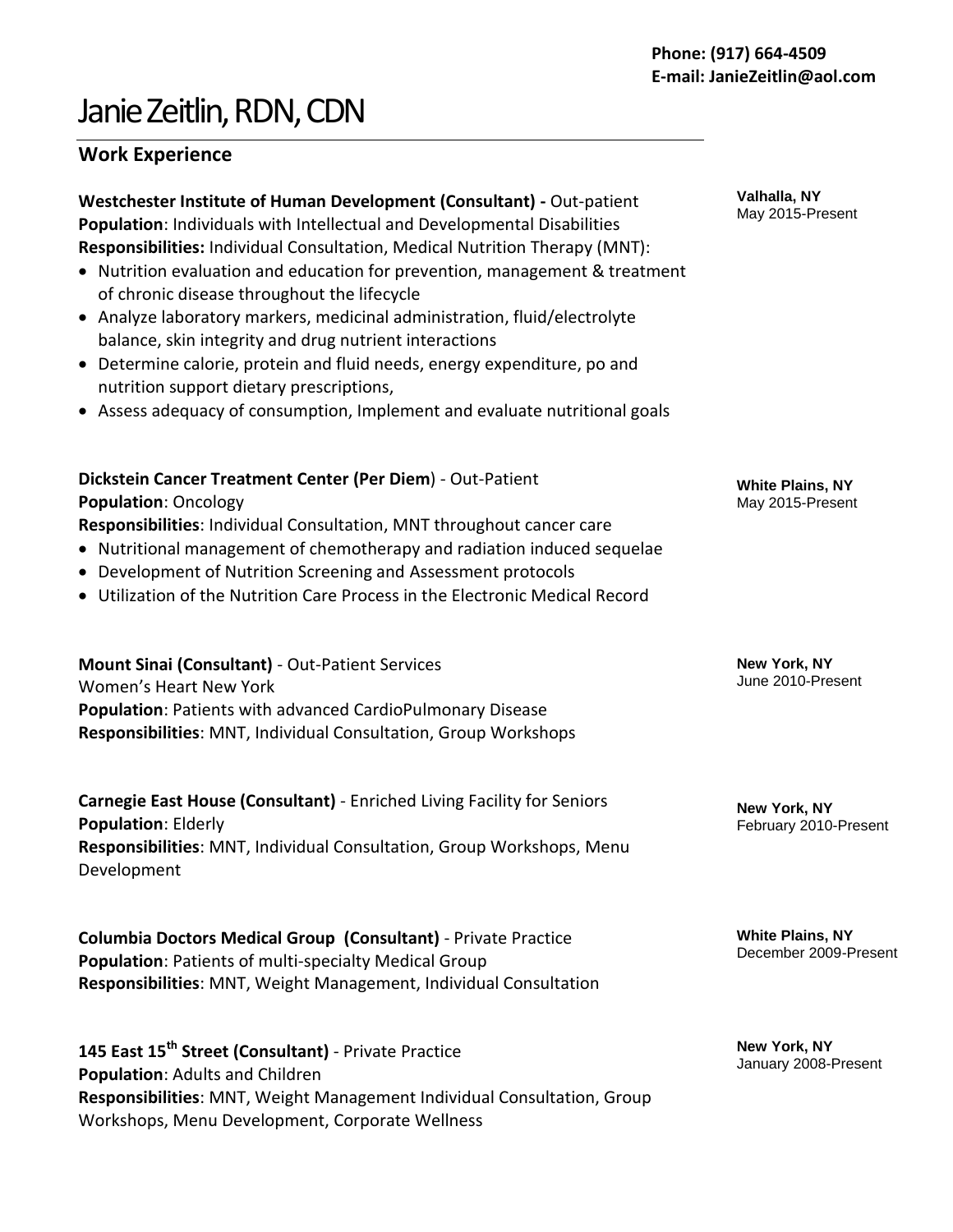**Phone: (917) 664-4509**
**E-mail: JanieZeitlin@aol.com**

# Janie Zeitlin, RDN, CDN

## Work Experience

**Westchester Institute of Human Development (Consultant) -** Out-patient
**Valhalla, NY**
May 2015-Present

**Population**: Individuals with Intellectual and Developmental Disabilities
**Responsibilities:** Individual Consultation, Medical Nutrition Therapy (MNT):

- Nutrition evaluation and education for prevention, management & treatment of chronic disease throughout the lifecycle
- Analyze laboratory markers, medicinal administration, fluid/electrolyte balance, skin integrity and drug nutrient interactions
- Determine calorie, protein and fluid needs, energy expenditure, po and nutrition support dietary prescriptions,
- Assess adequacy of consumption, Implement and evaluate nutritional goals

**Dickstein Cancer Treatment Center (Per Diem**) - Out-Patient
**White Plains, NY**
May 2015-Present

**Population**: Oncology
**Responsibilities**: Individual Consultation, MNT throughout cancer care

- Nutritional management of chemotherapy and radiation induced sequelae
- Development of Nutrition Screening and Assessment protocols
- Utilization of the Nutrition Care Process in the Electronic Medical Record

**Mount Sinai (Consultant)** - Out-Patient Services
**New York, NY**
June 2010-Present

Women's Heart New York
**Population**: Patients with advanced CardioPulmonary Disease
**Responsibilities**: MNT, Individual Consultation, Group Workshops

**Carnegie East House (Consultant)** - Enriched Living Facility for Seniors
**New York, NY**
February 2010-Present

**Population**: Elderly
**Responsibilities**: MNT, Individual Consultation, Group Workshops, Menu Development

**Columbia Doctors Medical Group (Consultant)** - Private Practice
**White Plains, NY**
December 2009-Present

**Population**: Patients of multi-specialty Medical Group
**Responsibilities**: MNT, Weight Management, Individual Consultation

**145 East 15th Street (Consultant)** - Private Practice
**New York, NY**
January 2008-Present

**Population**: Adults and Children
**Responsibilities**: MNT, Weight Management Individual Consultation, Group Workshops, Menu Development, Corporate Wellness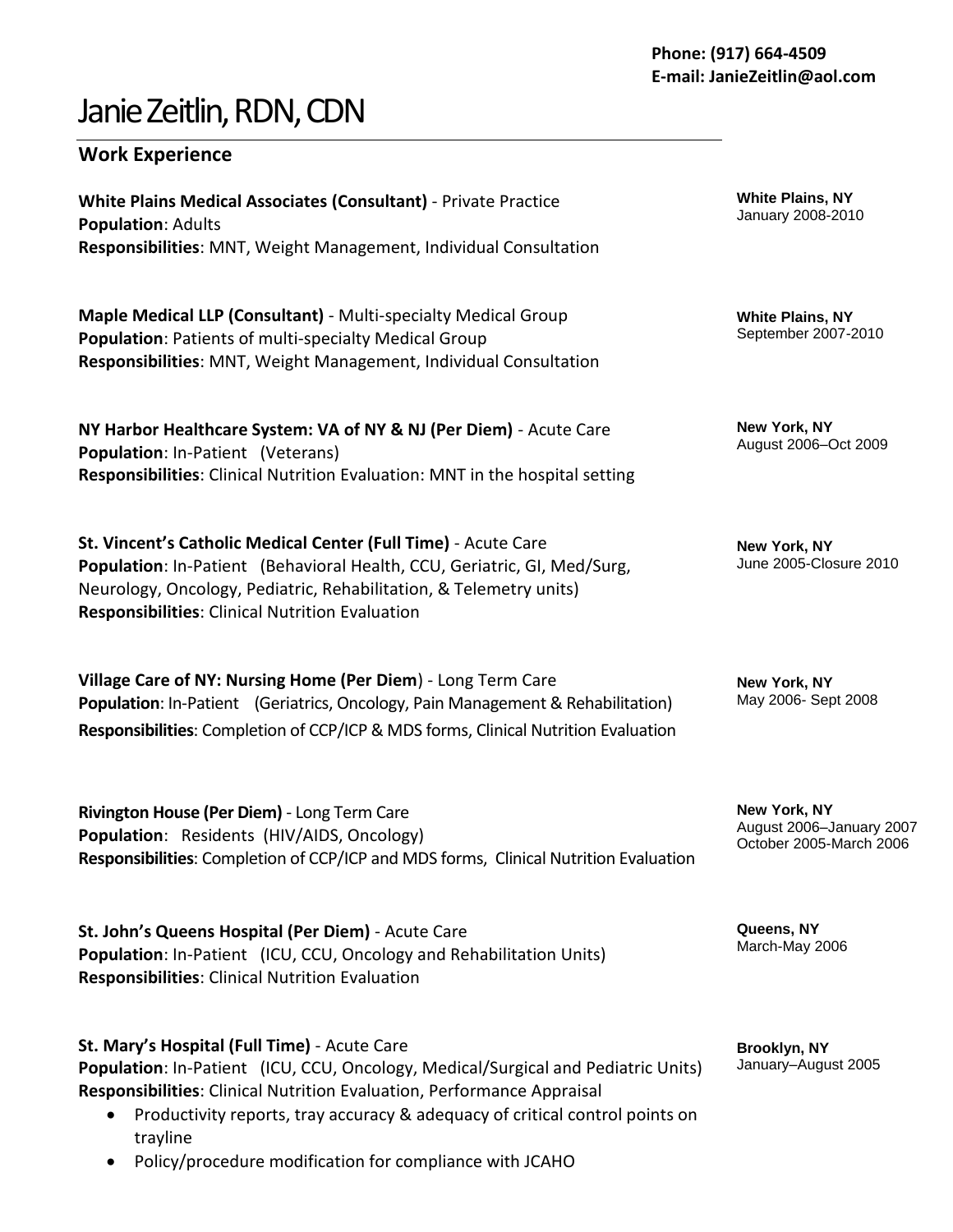**Phone: (917) 664-4509**
**E-mail: JanieZeitlin@aol.com**

# Janie Zeitlin, RDN, CDN

## Work Experience

**White Plains Medical Associates (Consultant)** - Private Practice
**Population**: Adults
**Responsibilities**: MNT, Weight Management, Individual Consultation

**White Plains, NY**
January 2008-2010

**Maple Medical LLP (Consultant)** - Multi-specialty Medical Group
**Population**: Patients of multi-specialty Medical Group
**Responsibilities**: MNT, Weight Management, Individual Consultation

**White Plains, NY**
September 2007-2010

**NY Harbor Healthcare System: VA of NY & NJ (Per Diem)** - Acute Care
**Population**: In-Patient (Veterans)
**Responsibilities**: Clinical Nutrition Evaluation: MNT in the hospital setting

**New York, NY**
August 2006–Oct 2009

**St. Vincent's Catholic Medical Center (Full Time)** - Acute Care
**Population**: In-Patient (Behavioral Health, CCU, Geriatric, GI, Med/Surg, Neurology, Oncology, Pediatric, Rehabilitation, & Telemetry units)
**Responsibilities**: Clinical Nutrition Evaluation

**New York, NY**
June 2005-Closure 2010

**Village Care of NY: Nursing Home (Per Diem)** - Long Term Care
**Population**: In-Patient (Geriatrics, Oncology, Pain Management & Rehabilitation)
**Responsibilities**: Completion of CCP/ICP & MDS forms, Clinical Nutrition Evaluation

**New York, NY**
May 2006- Sept 2008

**Rivington House (Per Diem)** - Long Term Care
**Population**: Residents (HIV/AIDS, Oncology)
**Responsibilities**: Completion of CCP/ICP and MDS forms, Clinical Nutrition Evaluation

**New York, NY**
August 2006–January 2007
October 2005-March 2006

**St. John's Queens Hospital (Per Diem)** - Acute Care
**Population**: In-Patient (ICU, CCU, Oncology and Rehabilitation Units)
**Responsibilities**: Clinical Nutrition Evaluation

**Queens, NY**
March-May 2006

**St. Mary's Hospital (Full Time)** - Acute Care
**Population**: In-Patient (ICU, CCU, Oncology, Medical/Surgical and Pediatric Units)
**Responsibilities**: Clinical Nutrition Evaluation, Performance Appraisal

- Productivity reports, tray accuracy & adequacy of critical control points on trayline
- Policy/procedure modification for compliance with JCAHO

**Brooklyn, NY**
January–August 2005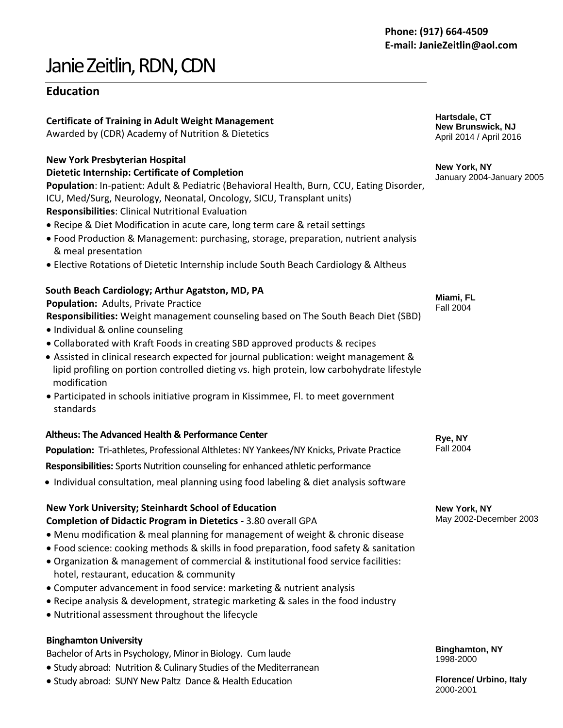**Phone: (917) 664-4509**
**E-mail: JanieZeitlin@aol.com**

# Janie Zeitlin, RDN, CDN

## Education

**Certificate of Training in Adult Weight Management**
Awarded by (CDR) Academy of Nutrition & Dietetics

**Hartsdale, CT**
**New Brunswick, NJ**
April 2014 / April 2016

**New York Presbyterian Hospital**
**Dietetic Internship: Certificate of Completion**
**Population**: In-patient: Adult & Pediatric (Behavioral Health, Burn, CCU, Eating Disorder, ICU, Med/Surg, Neurology, Neonatal, Oncology, SICU, Transplant units)
**Responsibilities**: Clinical Nutritional Evaluation

- Recipe & Diet Modification in acute care, long term care & retail settings
- Food Production & Management: purchasing, storage, preparation, nutrient analysis & meal presentation
- Elective Rotations of Dietetic Internship include South Beach Cardiology & Altheus

**New York, NY**
January 2004-January 2005

**South Beach Cardiology; Arthur Agatston, MD, PA**
**Population:** Adults, Private Practice
**Responsibilities:** Weight management counseling based on The South Beach Diet (SBD)

- Individual & online counseling
- Collaborated with Kraft Foods in creating SBD approved products & recipes
- Assisted in clinical research expected for journal publication: weight management & lipid profiling on portion controlled dieting vs. high protein, low carbohydrate lifestyle modification
- Participated in schools initiative program in Kissimmee, Fl. to meet government standards

**Miami, FL**
Fall 2004

**Altheus: The Advanced Health & Performance Center**
**Population:** Tri-athletes, Professional Althletes: NY Yankees/NY Knicks, Private Practice
**Responsibilities:** Sports Nutrition counseling for enhanced athletic performance

- Individual consultation, meal planning using food labeling & diet analysis software

**Rye, NY**
Fall 2004

**New York University; Steinhardt School of Education**
**Completion of Didactic Program in Dietetics** - 3.80 overall GPA

- Menu modification & meal planning for management of weight & chronic disease
- Food science: cooking methods & skills in food preparation, food safety & sanitation
- Organization & management of commercial & institutional food service facilities: hotel, restaurant, education & community
- Computer advancement in food service: marketing & nutrient analysis
- Recipe analysis & development, strategic marketing & sales in the food industry
- Nutritional assessment throughout the lifecycle

**New York, NY**
May 2002-December 2003

**Binghamton University**
Bachelor of Arts in Psychology, Minor in Biology. Cum laude

- Study abroad: Nutrition & Culinary Studies of the Mediterranean
- Study abroad: SUNY New Paltz Dance & Health Education

**Binghamton, NY**
1998-2000

**Florence/ Urbino, Italy**
2000-2001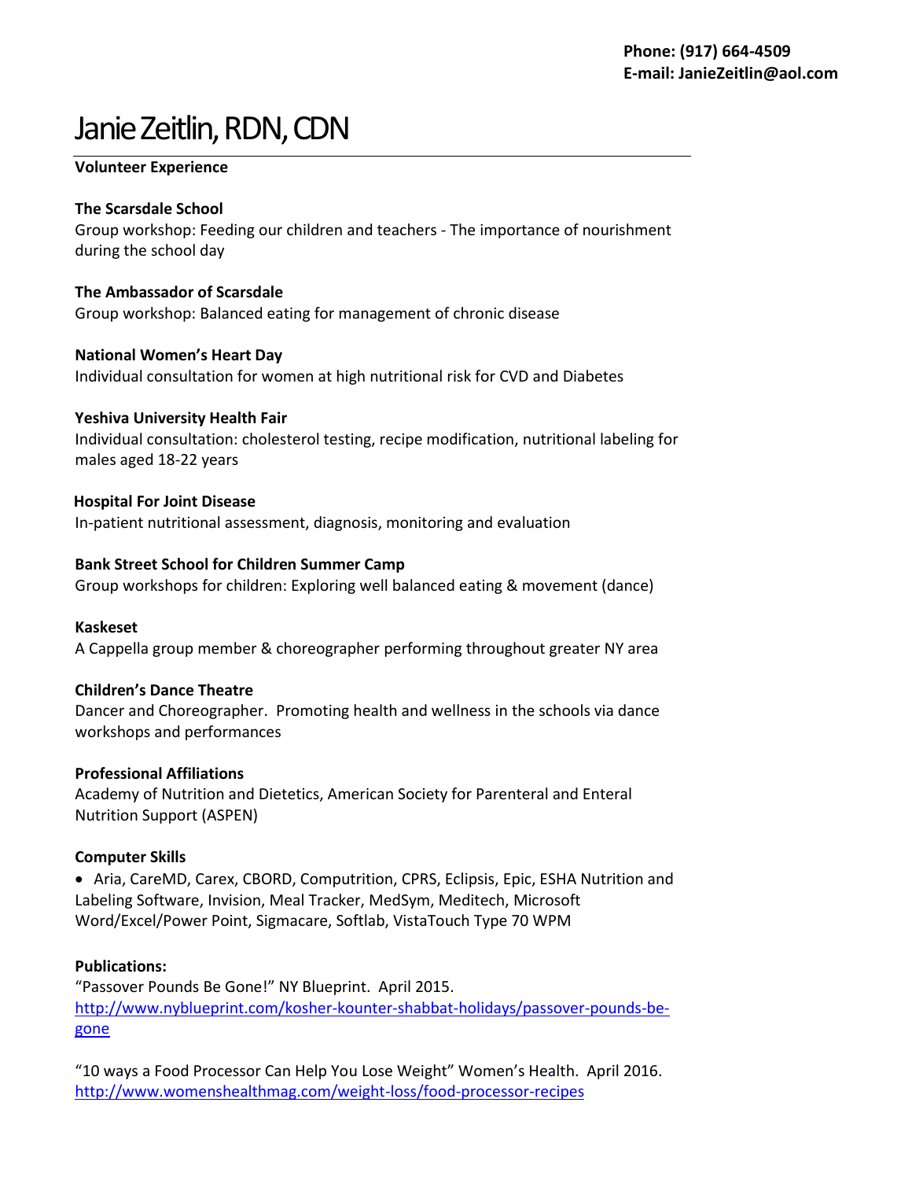**Phone: (917) 664-4509**
**E-mail: JanieZeitlin@aol.com**

# Janie Zeitlin, RDN, CDN

**Volunteer Experience**

**The Scarsdale School**
Group workshop: Feeding our children and teachers - The importance of nourishment during the school day

**The Ambassador of Scarsdale**
Group workshop: Balanced eating for management of chronic disease

**National Women's Heart Day**
Individual consultation for women at high nutritional risk for CVD and Diabetes

**Yeshiva University Health Fair**
Individual consultation: cholesterol testing, recipe modification, nutritional labeling for males aged 18-22 years

**Hospital For Joint Disease**
In-patient nutritional assessment, diagnosis, monitoring and evaluation

**Bank Street School for Children Summer Camp**
Group workshops for children: Exploring well balanced eating & movement (dance)

**Kaskeset**
A Cappella group member & choreographer performing throughout greater NY area

**Children's Dance Theatre**
Dancer and Choreographer. Promoting health and wellness in the schools via dance workshops and performances

**Professional Affiliations**
Academy of Nutrition and Dietetics, American Society for Parenteral and Enteral Nutrition Support (ASPEN)

**Computer Skills**

- Aria, CareMD, Carex, CBORD, Computrition, CPRS, Eclipsis, Epic, ESHA Nutrition and Labeling Software, Invision, Meal Tracker, MedSym, Meditech, Microsoft Word/Excel/Power Point, Sigmacare, Softlab, VistaTouch Type 70 WPM

**Publications:**
"Passover Pounds Be Gone!" NY Blueprint. April 2015.
http://www.nyblueprint.com/kosher-kounter-shabbat-holidays/passover-pounds-be-gone

"10 ways a Food Processor Can Help You Lose Weight" Women's Health. April 2016.
http://www.womenshealthmag.com/weight-loss/food-processor-recipes